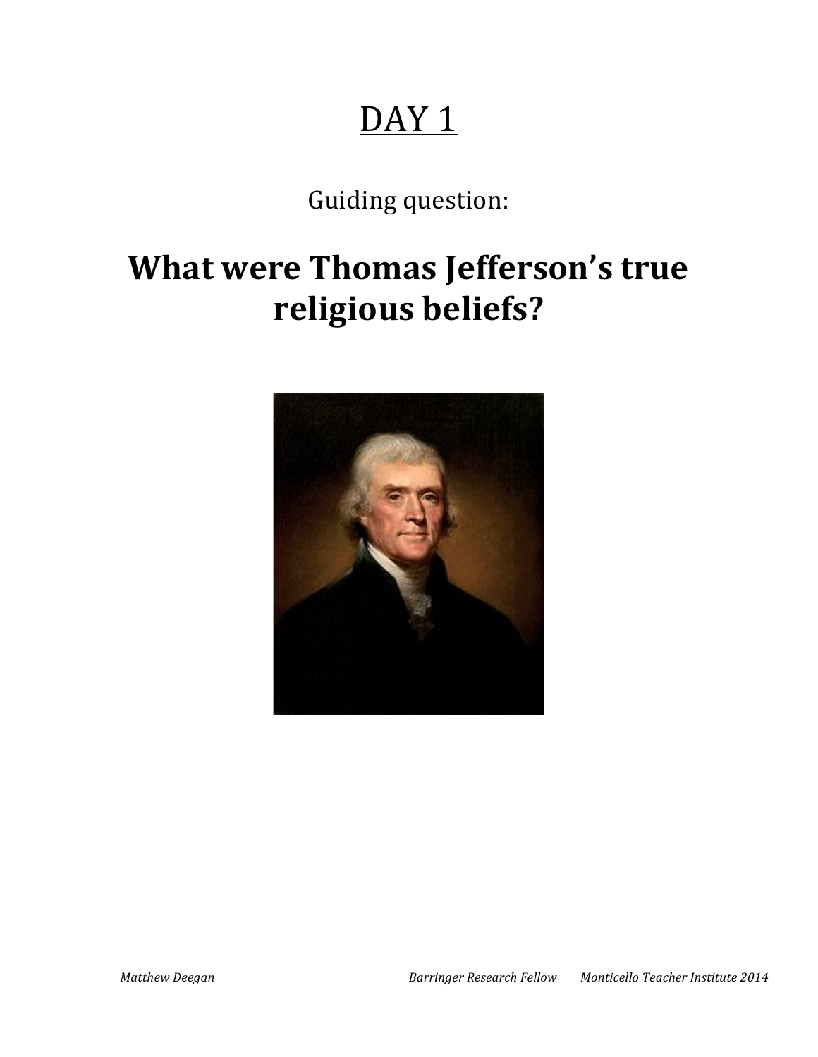# DAY 1

Guiding question:

## **What were Thomas Jefferson's true religious beliefs?**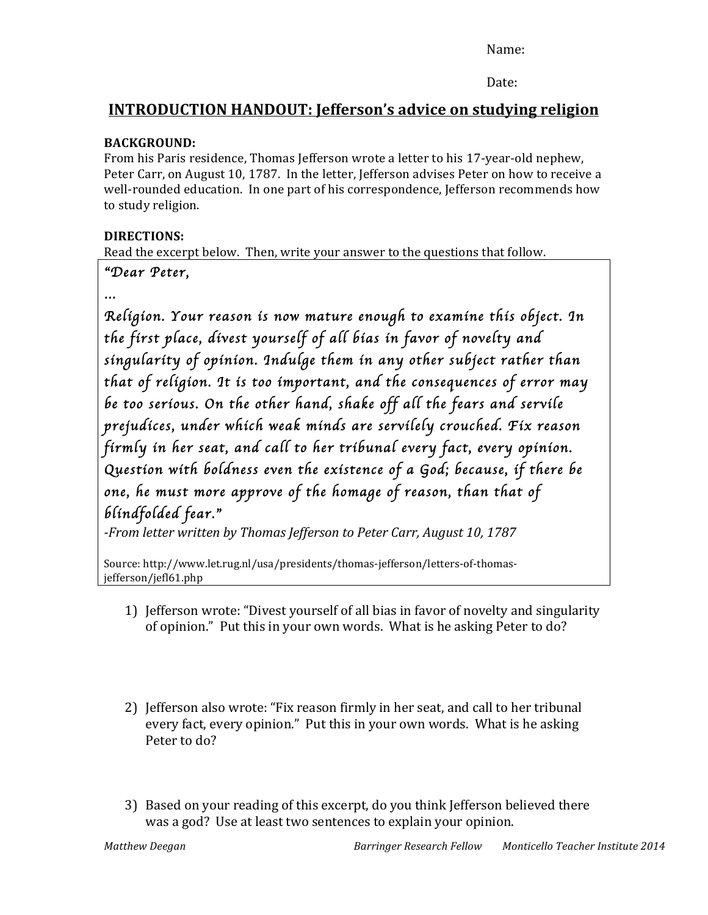Name:

Date:

## INTRODUCTION HANDOUT: Jefferson's advice on studying religion

**BACKGROUND:**
From his Paris residence, Thomas Jefferson wrote a letter to his 17-year-old nephew, Peter Carr, on August 10, 1787. In the letter, Jefferson advises Peter on how to receive a well-rounded education. In one part of his correspondence, Jefferson recommends how to study religion.

**DIRECTIONS:**
Read the excerpt below. Then, write your answer to the questions that follow.

> *"Dear Peter,*
>
> *…*
>
> *Religion. Your reason is now mature enough to examine this object. In the first place, divest yourself of all bias in favor of novelty and singularity of opinion. Indulge them in any other subject rather than that of religion. It is too important, and the consequences of error may be too serious. On the other hand, shake off all the fears and servile prejudices, under which weak minds are servilely crouched. Fix reason firmly in her seat, and call to her tribunal every fact, every opinion. Question with boldness even the existence of a God; because, if there be one, he must more approve of the homage of reason, than that of blindfolded fear."*
>
> *-From letter written by Thomas Jefferson to Peter Carr, August 10, 1787*
>
> Source: http://www.let.rug.nl/usa/presidents/thomas-jefferson/letters-of-thomas-jefferson/jefl61.php

1) Jefferson wrote: "Divest yourself of all bias in favor of novelty and singularity of opinion." Put this in your own words. What is he asking Peter to do?

2) Jefferson also wrote: "Fix reason firmly in her seat, and call to her tribunal every fact, every opinion." Put this in your own words. What is he asking Peter to do?

3) Based on your reading of this excerpt, do you think Jefferson believed there was a god? Use at least two sentences to explain your opinion.

*Matthew Deegan* *Barringer Research Fellow* *Monticello Teacher Institute 2014*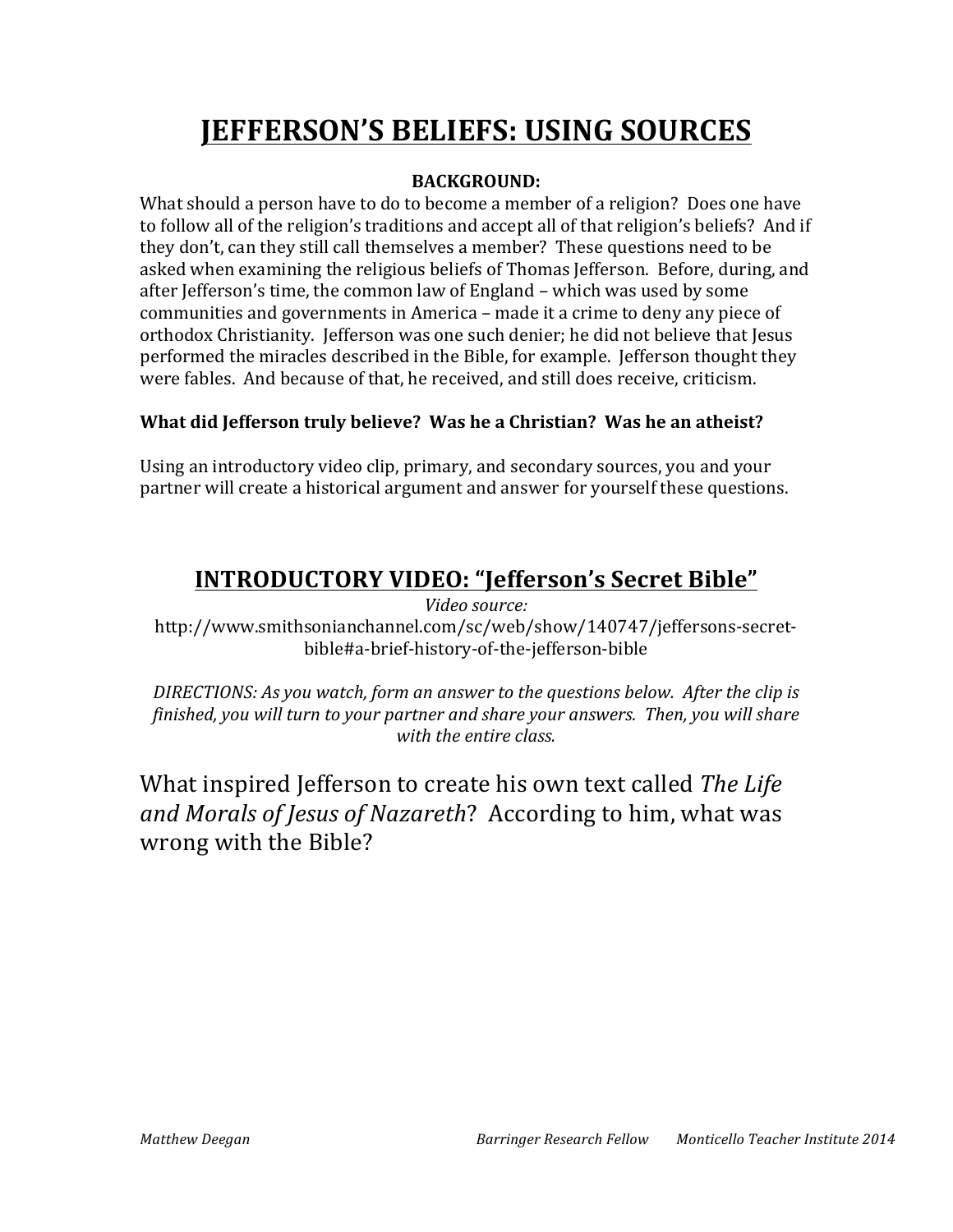# JEFFERSON'S BELIEFS: USING SOURCES

**BACKGROUND:**

What should a person have to do to become a member of a religion? Does one have to follow all of the religion's traditions and accept all of that religion's beliefs? And if they don't, can they still call themselves a member? These questions need to be asked when examining the religious beliefs of Thomas Jefferson. Before, during, and after Jefferson's time, the common law of England – which was used by some communities and governments in America – made it a crime to deny any piece of orthodox Christianity. Jefferson was one such denier; he did not believe that Jesus performed the miracles described in the Bible, for example. Jefferson thought they were fables. And because of that, he received, and still does receive, criticism.

**What did Jefferson truly believe? Was he a Christian? Was he an atheist?**

Using an introductory video clip, primary, and secondary sources, you and your partner will create a historical argument and answer for yourself these questions.

## INTRODUCTORY VIDEO: "Jefferson's Secret Bible"

*Video source:*
http://www.smithsonianchannel.com/sc/web/show/140747/jeffersons-secret-bible#a-brief-history-of-the-jefferson-bible

*DIRECTIONS: As you watch, form an answer to the questions below. After the clip is finished, you will turn to your partner and share your answers. Then, you will share with the entire class.*

What inspired Jefferson to create his own text called *The Life and Morals of Jesus of Nazareth*? According to him, what was wrong with the Bible?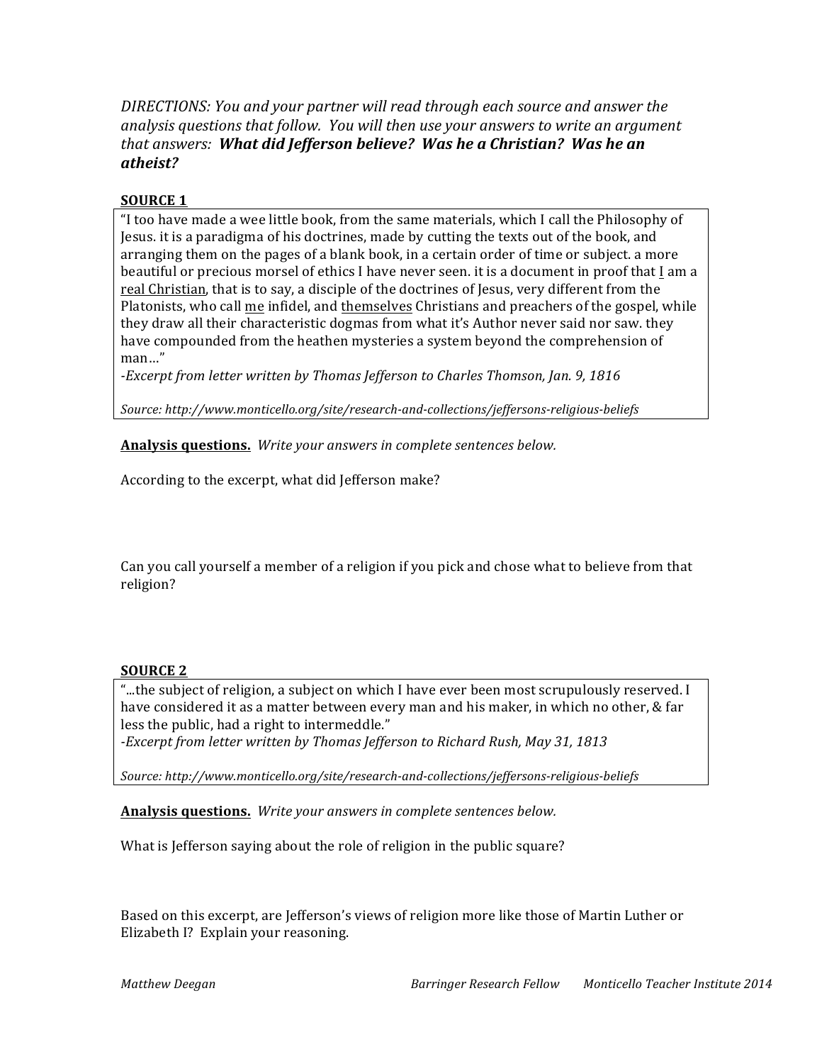*DIRECTIONS: You and your partner will read through each source and answer the analysis questions that follow. You will then use your answers to write an argument that answers: **What did Jefferson believe? Was he a Christian? Was he an atheist?***

**SOURCE 1**

"I too have made a wee little book, from the same materials, which I call the Philosophy of Jesus. it is a paradigma of his doctrines, made by cutting the texts out of the book, and arranging them on the pages of a blank book, in a certain order of time or subject. a more beautiful or precious morsel of ethics I have never seen. it is a document in proof that <u>I</u> am a <u>real Christian</u>, that is to say, a disciple of the doctrines of Jesus, very different from the Platonists, who call <u>me</u> infidel, and <u>themselves</u> Christians and preachers of the gospel, while they draw all their characteristic dogmas from what it's Author never said nor saw. they have compounded from the heathen mysteries a system beyond the comprehension of man…"

*-Excerpt from letter written by Thomas Jefferson to Charles Thomson, Jan. 9, 1816*

*Source: http://www.monticello.org/site/research-and-collections/jeffersons-religious-beliefs*

**Analysis questions.** *Write your answers in complete sentences below.*

According to the excerpt, what did Jefferson make?

Can you call yourself a member of a religion if you pick and chose what to believe from that religion?

**SOURCE 2**

"...the subject of religion, a subject on which I have ever been most scrupulously reserved. I have considered it as a matter between every man and his maker, in which no other, & far less the public, had a right to intermeddle."

*-Excerpt from letter written by Thomas Jefferson to Richard Rush, May 31, 1813*

*Source: http://www.monticello.org/site/research-and-collections/jeffersons-religious-beliefs*

**Analysis questions.** *Write your answers in complete sentences below.*

What is Jefferson saying about the role of religion in the public square?

Based on this excerpt, are Jefferson's views of religion more like those of Martin Luther or Elizabeth I? Explain your reasoning.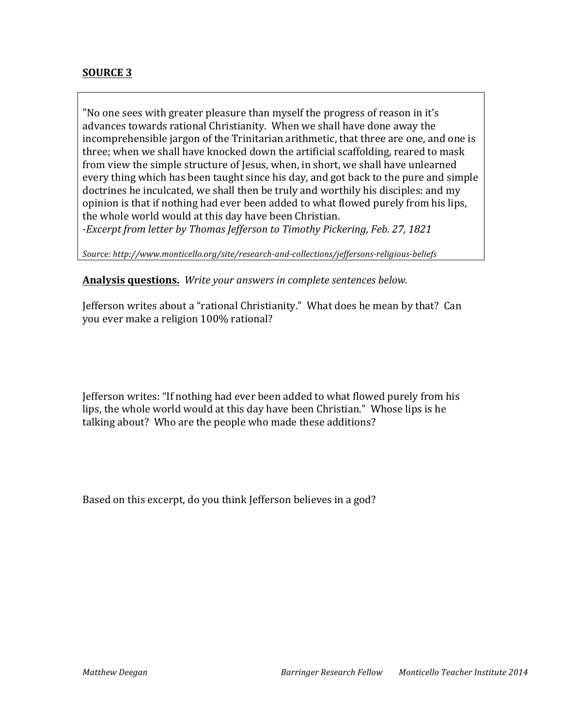**SOURCE 3**

"No one sees with greater pleasure than myself the progress of reason in it's advances towards rational Christianity. When we shall have done away the incomprehensible jargon of the Trinitarian arithmetic, that three are one, and one is three; when we shall have knocked down the artificial scaffolding, reared to mask from view the simple structure of Jesus, when, in short, we shall have unlearned every thing which has been taught since his day, and got back to the pure and simple doctrines he inculcated, we shall then be truly and worthily his disciples: and my opinion is that if nothing had ever been added to what flowed purely from his lips, the whole world would at this day have been Christian.

*-Excerpt from letter by Thomas Jefferson to Timothy Pickering, Feb. 27, 1821*

*Source: http://www.monticello.org/site/research-and-collections/jeffersons-religious-beliefs*

**Analysis questions.** *Write your answers in complete sentences below.*

Jefferson writes about a "rational Christianity." What does he mean by that? Can you ever make a religion 100% rational?

Jefferson writes: "If nothing had ever been added to what flowed purely from his lips, the whole world would at this day have been Christian." Whose lips is he talking about? Who are the people who made these additions?

Based on this excerpt, do you think Jefferson believes in a god?

*Matthew Deegan* *Barringer Research Fellow* *Monticello Teacher Institute 2014*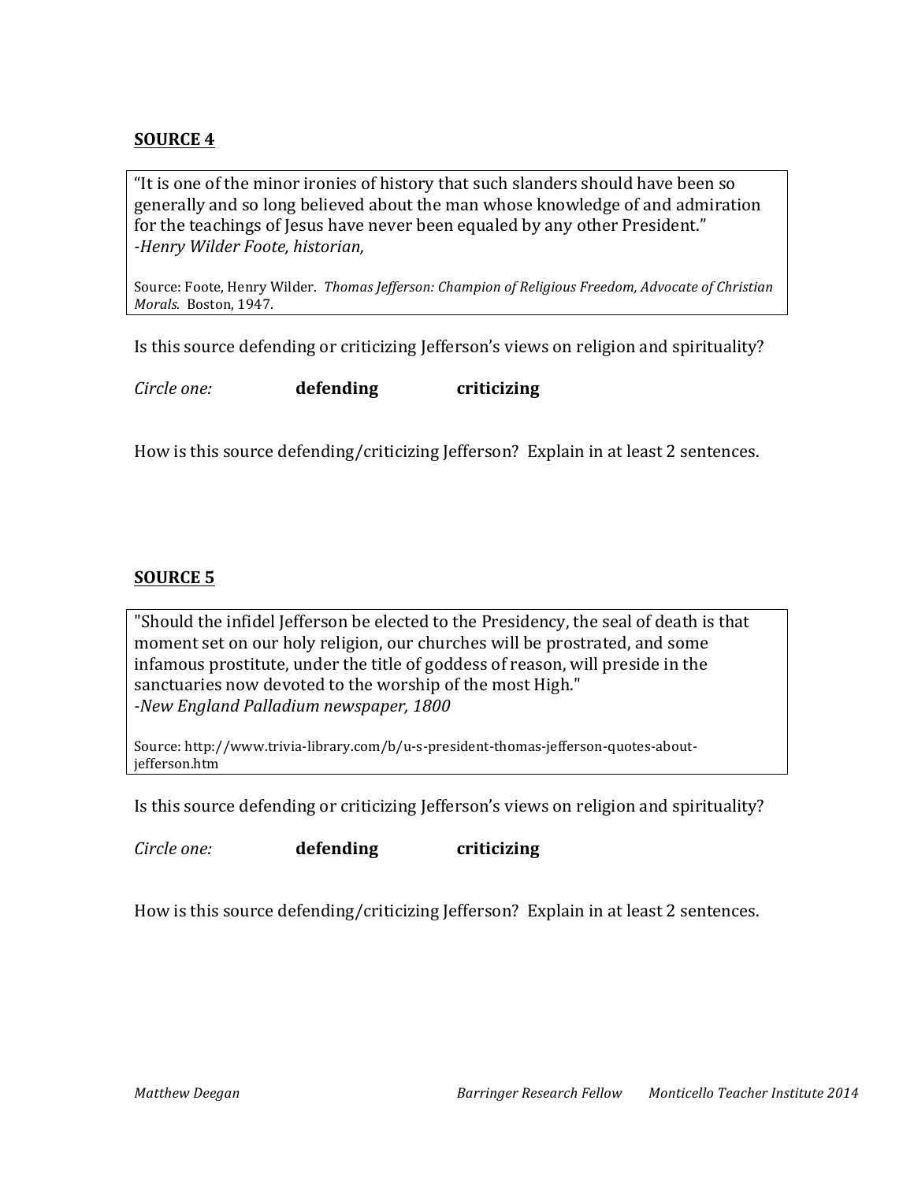**SOURCE 4**

"It is one of the minor ironies of history that such slanders should have been so generally and so long believed about the man whose knowledge of and admiration for the teachings of Jesus have never been equaled by any other President."
*-Henry Wilder Foote, historian,*

Source: Foote, Henry Wilder. *Thomas Jefferson: Champion of Religious Freedom, Advocate of Christian Morals.* Boston, 1947.

Is this source defending or criticizing Jefferson's views on religion and spirituality?

*Circle one:* **defending** **criticizing**

How is this source defending/criticizing Jefferson? Explain in at least 2 sentences.

**SOURCE 5**

"Should the infidel Jefferson be elected to the Presidency, the seal of death is that moment set on our holy religion, our churches will be prostrated, and some infamous prostitute, under the title of goddess of reason, will preside in the sanctuaries now devoted to the worship of the most High."
*-New England Palladium newspaper, 1800*

Source: http://www.trivia-library.com/b/u-s-president-thomas-jefferson-quotes-about-jefferson.htm

Is this source defending or criticizing Jefferson's views on religion and spirituality?

*Circle one:* **defending** **criticizing**

How is this source defending/criticizing Jefferson? Explain in at least 2 sentences.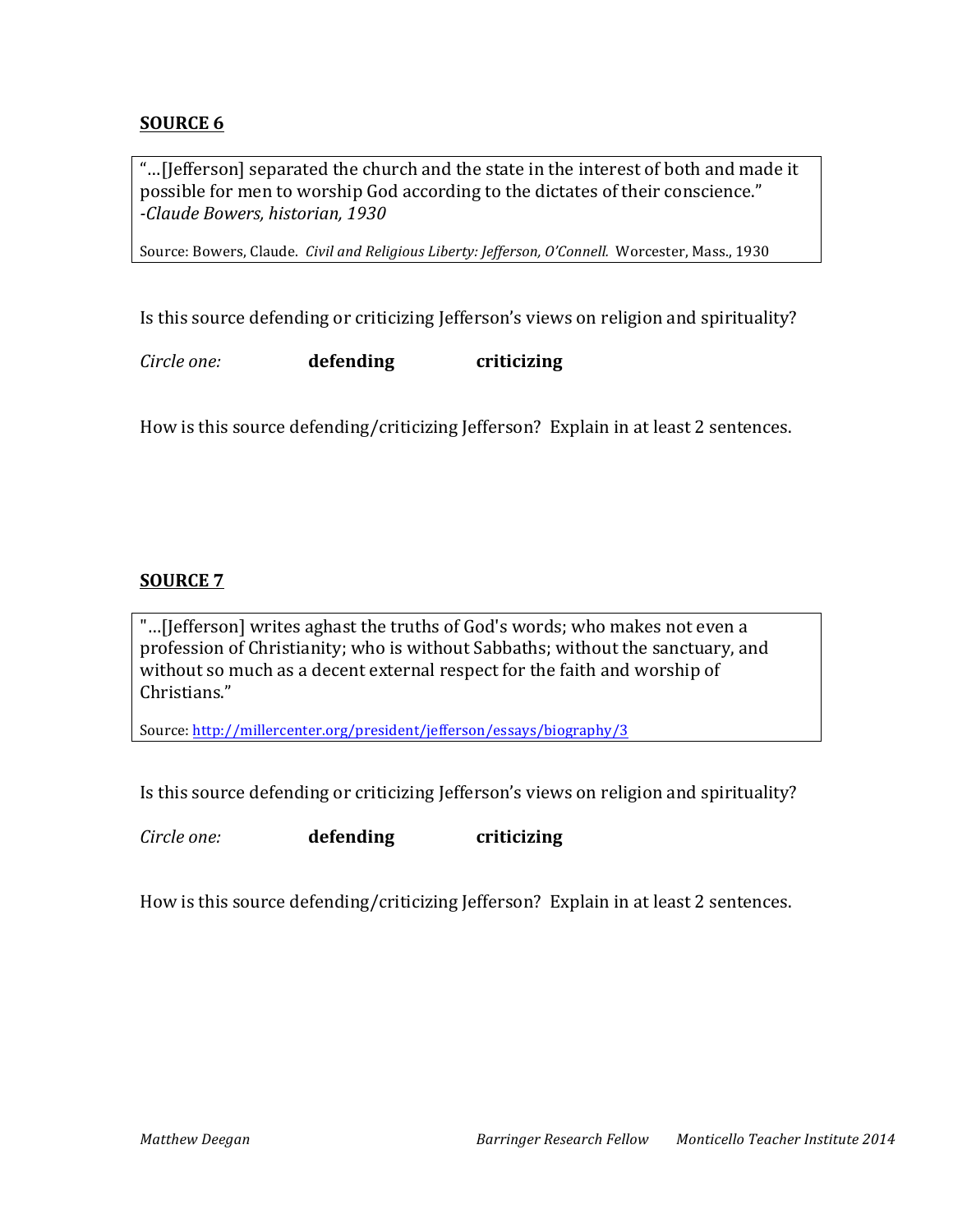**SOURCE 6**

"…[Jefferson] separated the church and the state in the interest of both and made it possible for men to worship God according to the dictates of their conscience."
*-Claude Bowers, historian, 1930*

Source: Bowers, Claude. *Civil and Religious Liberty: Jefferson, O'Connell.* Worcester, Mass., 1930

Is this source defending or criticizing Jefferson's views on religion and spirituality?

*Circle one:* **defending** **criticizing**

How is this source defending/criticizing Jefferson? Explain in at least 2 sentences.

**SOURCE 7**

"…[Jefferson] writes aghast the truths of God's words; who makes not even a profession of Christianity; who is without Sabbaths; without the sanctuary, and without so much as a decent external respect for the faith and worship of Christians."

Source: http://millercenter.org/president/jefferson/essays/biography/3

Is this source defending or criticizing Jefferson's views on religion and spirituality?

*Circle one:* **defending** **criticizing**

How is this source defending/criticizing Jefferson? Explain in at least 2 sentences.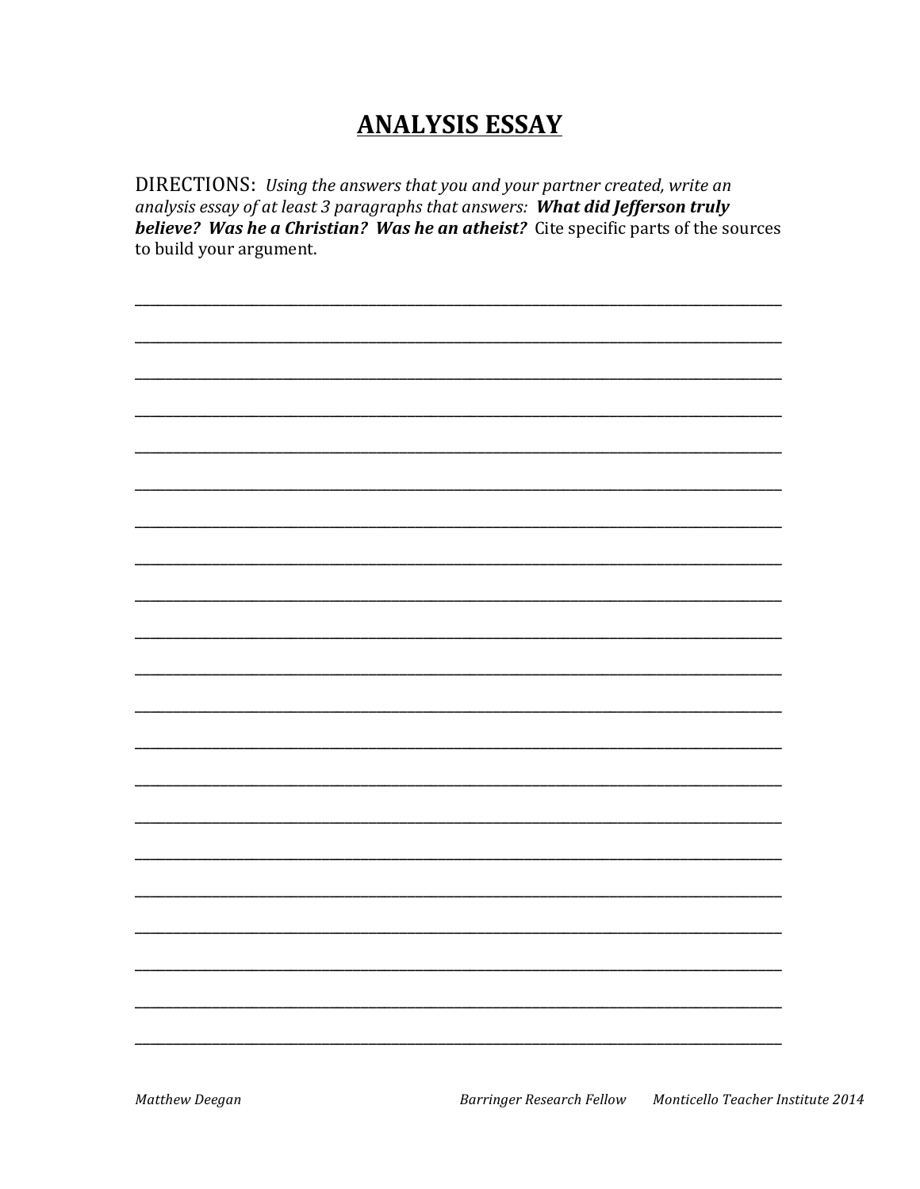# ANALYSIS ESSAY

DIRECTIONS: *Using the answers that you and your partner created, write an analysis essay of at least 3 paragraphs that answers:* ***What did Jefferson truly believe? Was he a Christian? Was he an atheist?*** Cite specific parts of the sources to build your argument.

_______________________________________________________________________________

_______________________________________________________________________________

_______________________________________________________________________________

_______________________________________________________________________________

_______________________________________________________________________________

_______________________________________________________________________________

_______________________________________________________________________________

_______________________________________________________________________________

_______________________________________________________________________________

_______________________________________________________________________________

_______________________________________________________________________________

_______________________________________________________________________________

_______________________________________________________________________________

_______________________________________________________________________________

_______________________________________________________________________________

_______________________________________________________________________________

_______________________________________________________________________________

_______________________________________________________________________________

_______________________________________________________________________________

_______________________________________________________________________________

_______________________________________________________________________________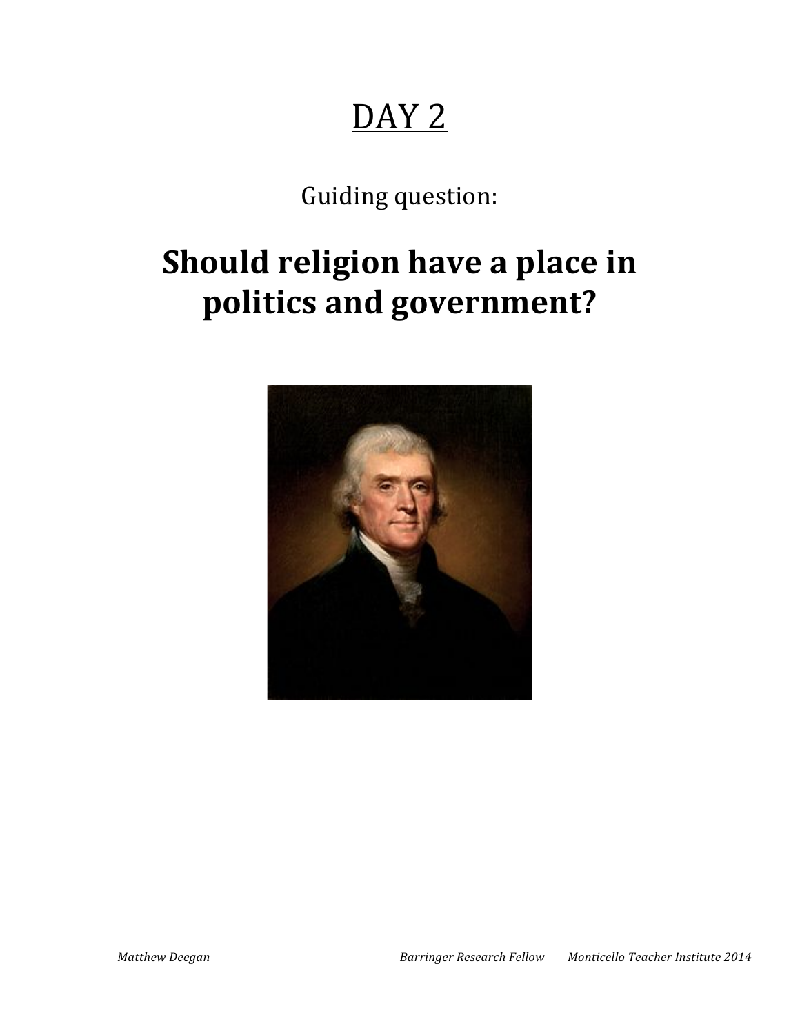# DAY 2

Guiding question:

## Should religion have a place in politics and government?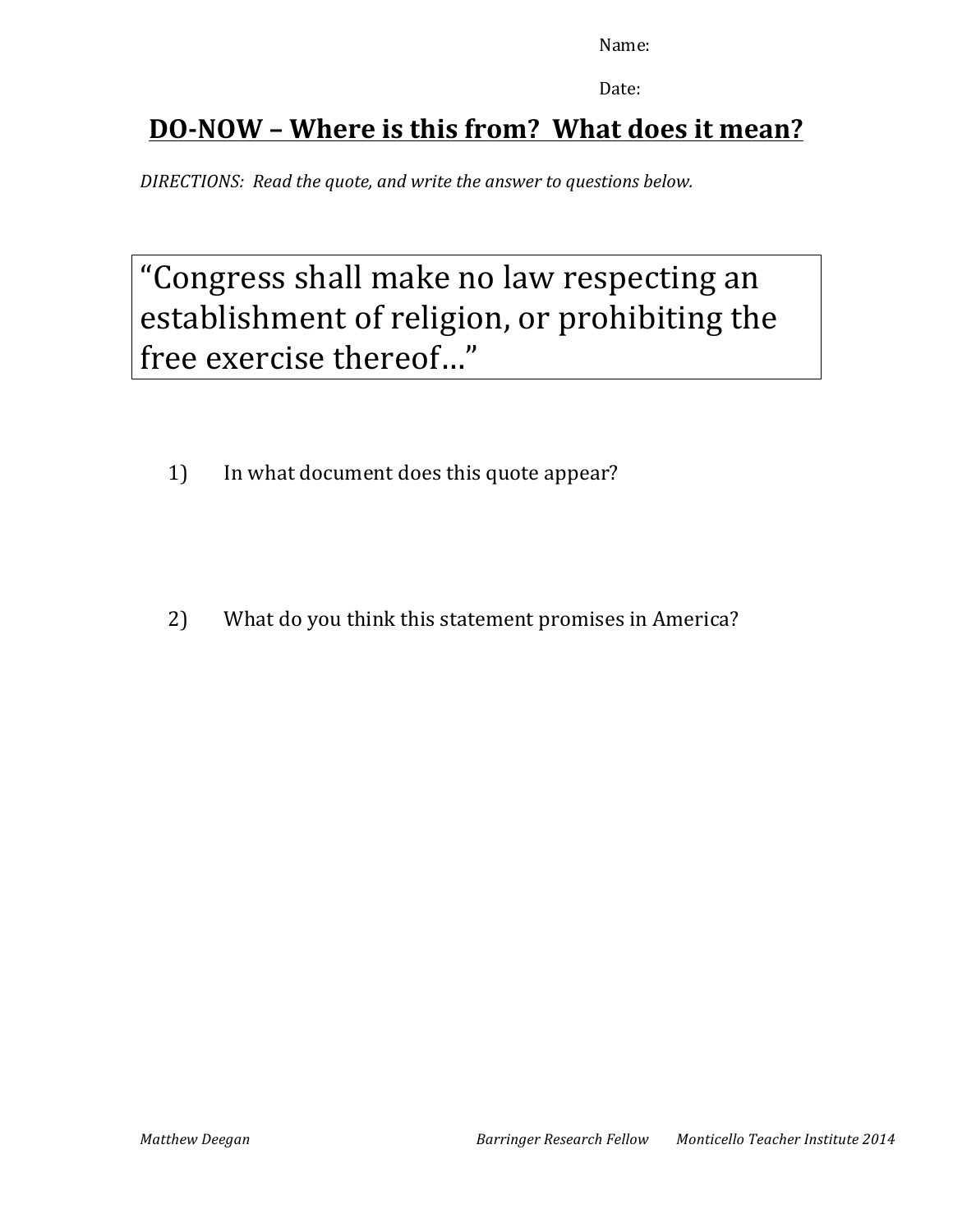Name:

Date:

## DO-NOW – Where is this from? What does it mean?

*DIRECTIONS: Read the quote, and write the answer to questions below.*

> "Congress shall make no law respecting an establishment of religion, or prohibiting the free exercise thereof…"

1) In what document does this quote appear?

2) What do you think this statement promises in America?

*Matthew Deegan* *Barringer Research Fellow* *Monticello Teacher Institute 2014*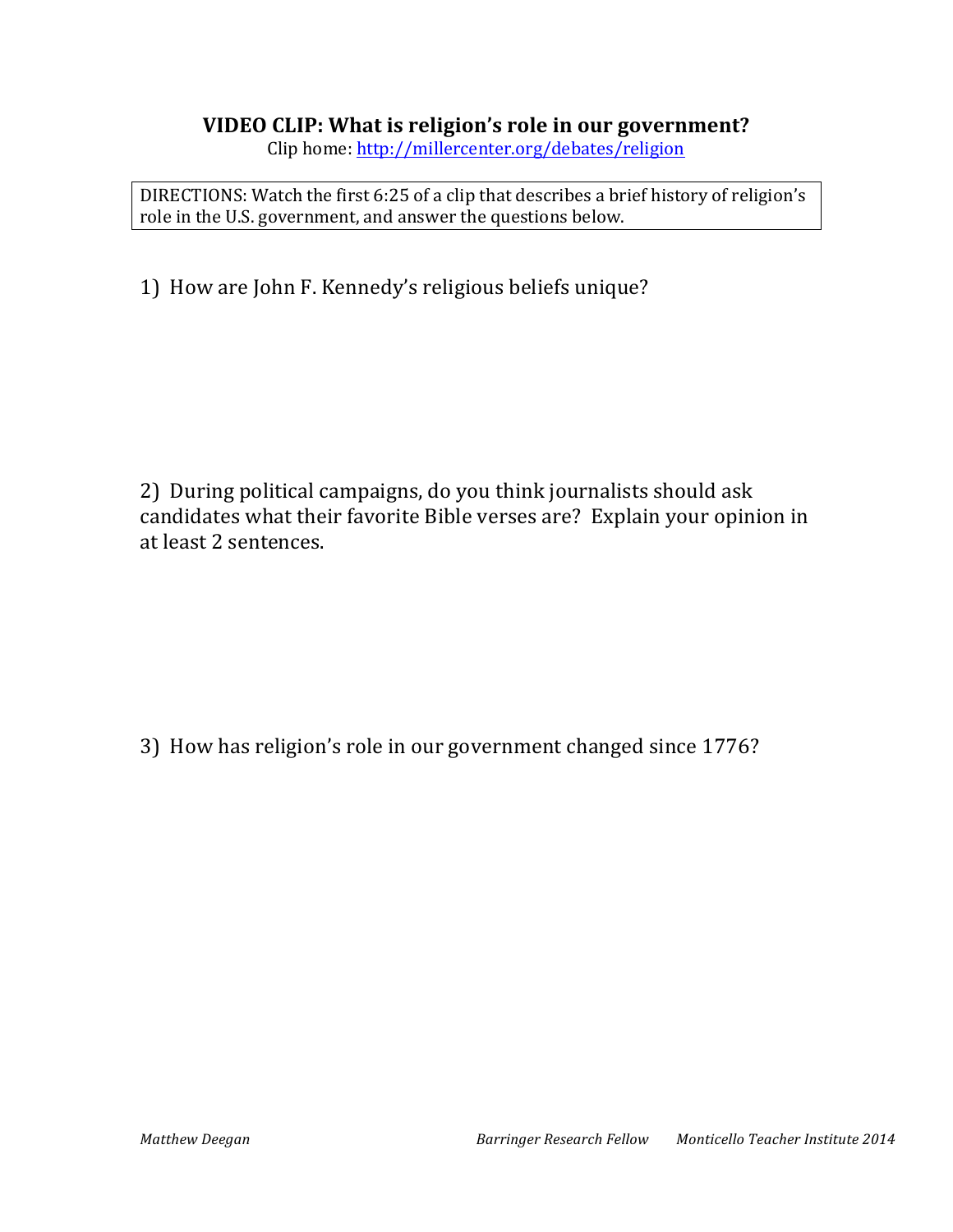## VIDEO CLIP: What is religion's role in our government?

Clip home: [http://millercenter.org/debates/religion](http://millercenter.org/debates/religion)

DIRECTIONS: Watch the first 6:25 of a clip that describes a brief history of religion's role in the U.S. government, and answer the questions below.

1) How are John F. Kennedy's religious beliefs unique?

2) During political campaigns, do you think journalists should ask candidates what their favorite Bible verses are? Explain your opinion in at least 2 sentences.

3) How has religion's role in our government changed since 1776?

*Matthew Deegan* *Barringer Research Fellow* *Monticello Teacher Institute 2014*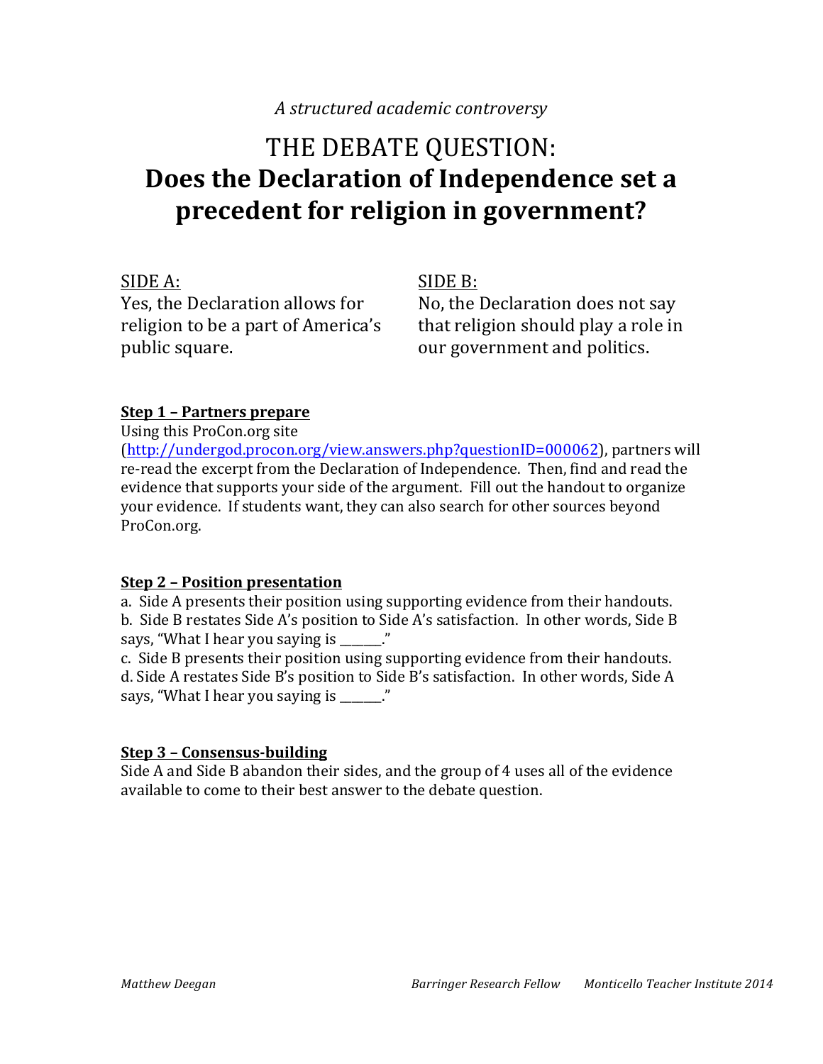*A structured academic controversy*

# THE DEBATE QUESTION:
# **Does the Declaration of Independence set a precedent for religion in government?**

SIDE A:
Yes, the Declaration allows for religion to be a part of America's public square.

SIDE B:
No, the Declaration does not say that religion should play a role in our government and politics.

**Step 1 – Partners prepare**

Using this ProCon.org site (http://undergod.procon.org/view.answers.php?questionID=000062), partners will re-read the excerpt from the Declaration of Independence. Then, find and read the evidence that supports your side of the argument. Fill out the handout to organize your evidence. If students want, they can also search for other sources beyond ProCon.org.

**Step 2 – Position presentation**

a. Side A presents their position using supporting evidence from their handouts.
b. Side B restates Side A's position to Side A's satisfaction. In other words, Side B says, "What I hear you saying is ______."
c. Side B presents their position using supporting evidence from their handouts.
d. Side A restates Side B's position to Side B's satisfaction. In other words, Side A says, "What I hear you saying is ______."

**Step 3 – Consensus-building**

Side A and Side B abandon their sides, and the group of 4 uses all of the evidence available to come to their best answer to the debate question.

*Matthew Deegan* *Barringer Research Fellow* *Monticello Teacher Institute 2014*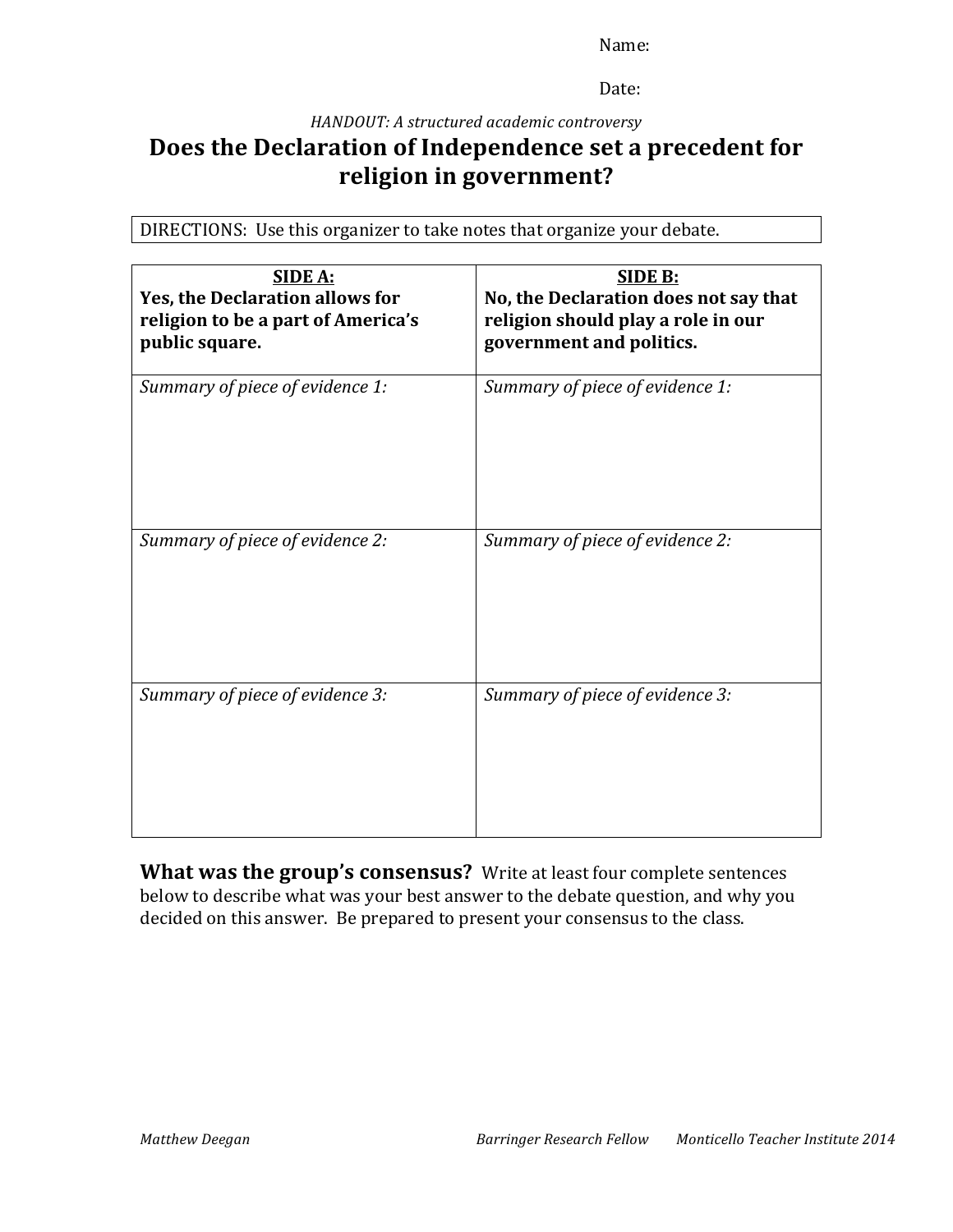Name:

Date:

*HANDOUT: A structured academic controversy*

# Does the Declaration of Independence set a precedent for religion in government?

DIRECTIONS: Use this organizer to take notes that organize your debate.

| **SIDE A:**<br>**Yes, the Declaration allows for religion to be a part of America's public square.** | **SIDE B:**<br>**No, the Declaration does not say that religion should play a role in our government and politics.** |
|---|---|
| *Summary of piece of evidence 1:* | *Summary of piece of evidence 1:* |
| *Summary of piece of evidence 2:* | *Summary of piece of evidence 2:* |
| *Summary of piece of evidence 3:* | *Summary of piece of evidence 3:* |

**What was the group's consensus?** Write at least four complete sentences below to describe what was your best answer to the debate question, and why you decided on this answer. Be prepared to present your consensus to the class.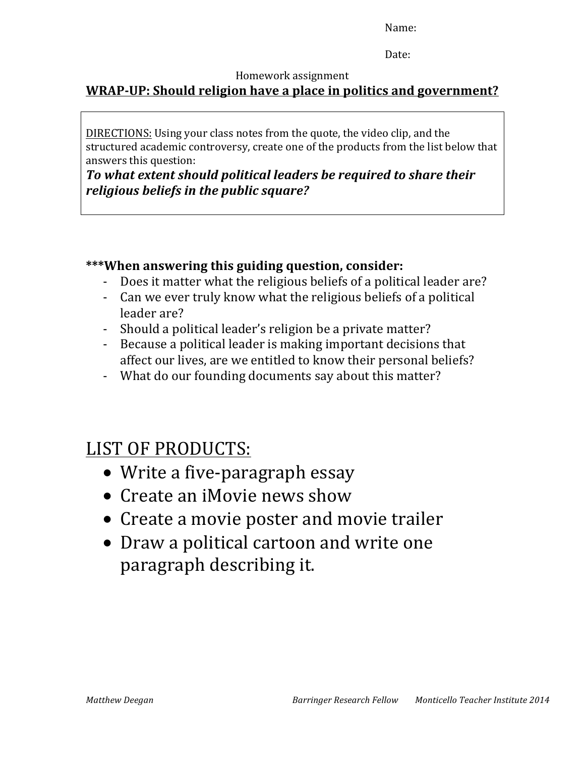Name:

Date:

Homework assignment

## WRAP-UP: Should religion have a place in politics and government?

DIRECTIONS: Using your class notes from the quote, the video clip, and the structured academic controversy, create one of the products from the list below that answers this question:

***To what extent should political leaders be required to share their religious beliefs in the public square?***

**\*\*\*When answering this guiding question, consider:**

- Does it matter what the religious beliefs of a political leader are?
- Can we ever truly know what the religious beliefs of a political leader are?
- Should a political leader's religion be a private matter?
- Because a political leader is making important decisions that affect our lives, are we entitled to know their personal beliefs?
- What do our founding documents say about this matter?

## LIST OF PRODUCTS:

- Write a five-paragraph essay
- Create an iMovie news show
- Create a movie poster and movie trailer
- Draw a political cartoon and write one paragraph describing it.

*Matthew Deegan* *Barringer Research Fellow* *Monticello Teacher Institute 2014*